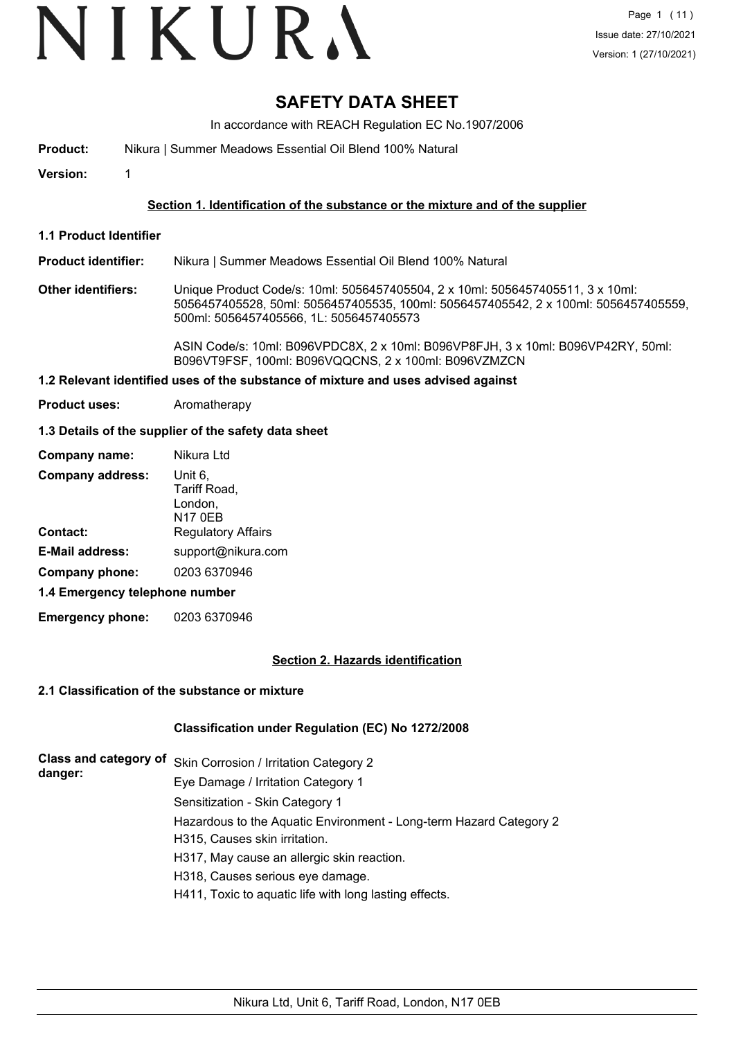# SAFETY DATA SHEET

In accordance with REACH Regulation EC No.1907/2006

**Product:** Nikura | Summer Meadows Essential Oil Blend 100% Natural

**Version:** 1

## Section 1. Identification of the substance or the mixture and of the supplier

### 1.1 Product Identifier

**Product identifier:** Nikura | Summer Meadows Essential Oil Blend 100% Natural

**Other identifiers:** Unique Product Code/s: 10ml: 5056457405504, 2 x 10ml: 5056457405511, 3 x 10ml: 5056457405528, 50ml: 5056457405535, 100ml: 5056457405542, 2 x 100ml: 5056457405559, 500ml: 5056457405566, 1L: 5056457405573

ASIN Code/s: 10ml: B096VPDC8X, 2 x 10ml: B096VP8FJH, 3 x 10ml: B096VP42RY, 50ml: B096VT9FSF, 100ml: B096VQQCNS, 2 x 100ml: B096VZMZCN

### 1.2 Relevant identified uses of the substance of mixture and uses advised against

**Product uses:** Aromatherapy

### 1.3 Details of the supplier of the safety data sheet

**Company name:** Nikura Ltd

**Company address:** Unit 6,
Tariff Road,
London,
N17 0EB

**Contact:** Regulatory Affairs

**E-Mail address:** support@nikura.com

**Company phone:** 0203 6370946

### 1.4 Emergency telephone number

**Emergency phone:** 0203 6370946

## Section 2. Hazards identification

### 2.1 Classification of the substance or mixture

**Classification under Regulation (EC) No 1272/2008**

**Class and category of danger:**

Skin Corrosion / Irritation Category 2

Eye Damage / Irritation Category 1

Sensitization - Skin Category 1

Hazardous to the Aquatic Environment - Long-term Hazard Category 2

H315, Causes skin irritation.

H317, May cause an allergic skin reaction.

H318, Causes serious eye damage.

H411, Toxic to aquatic life with long lasting effects.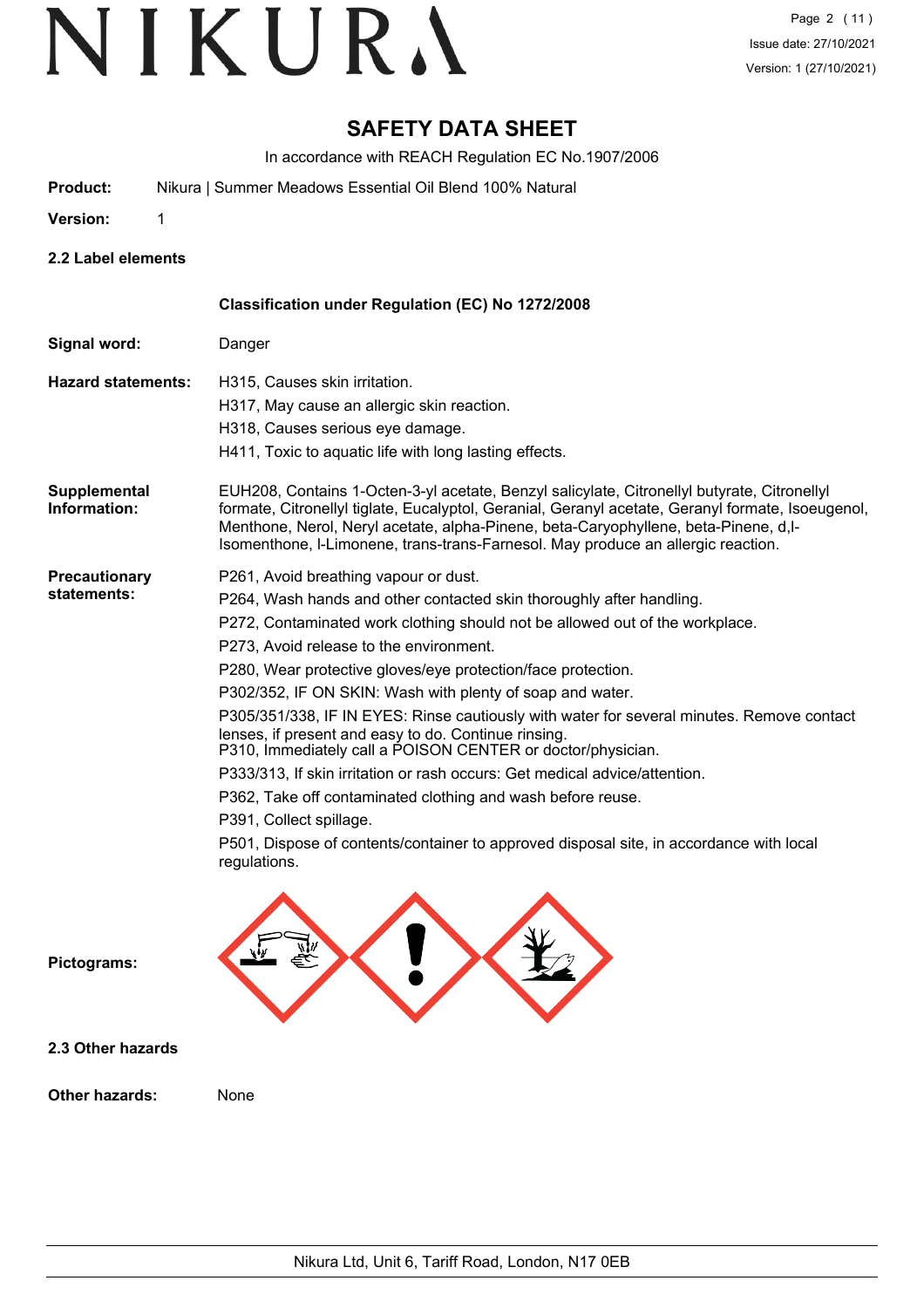# SAFETY DATA SHEET

In accordance with REACH Regulation EC No.1907/2006

**Product:** Nikura | Summer Meadows Essential Oil Blend 100% Natural

**Version:** 1

### 2.2 Label elements

**Classification under Regulation (EC) No 1272/2008**

**Signal word:** Danger

**Hazard statements:**
H315, Causes skin irritation.
H317, May cause an allergic skin reaction.
H318, Causes serious eye damage.
H411, Toxic to aquatic life with long lasting effects.

**Supplemental Information:** EUH208, Contains 1-Octen-3-yl acetate, Benzyl salicylate, Citronellyl butyrate, Citronellyl formate, Citronellyl tiglate, Eucalyptol, Geranial, Geranyl acetate, Geranyl formate, Isoeugenol, Menthone, Nerol, Neryl acetate, alpha-Pinene, beta-Caryophyllene, beta-Pinene, d,l-Isomenthone, l-Limonene, trans-trans-Farnesol. May produce an allergic reaction.

**Precautionary statements:**
P261, Avoid breathing vapour or dust.
P264, Wash hands and other contacted skin thoroughly after handling.
P272, Contaminated work clothing should not be allowed out of the workplace.
P273, Avoid release to the environment.
P280, Wear protective gloves/eye protection/face protection.
P302/352, IF ON SKIN: Wash with plenty of soap and water.
P305/351/338, IF IN EYES: Rinse cautiously with water for several minutes. Remove contact lenses, if present and easy to do. Continue rinsing.
P310, Immediately call a POISON CENTER or doctor/physician.
P333/313, If skin irritation or rash occurs: Get medical advice/attention.
P362, Take off contaminated clothing and wash before reuse.
P391, Collect spillage.
P501, Dispose of contents/container to approved disposal site, in accordance with local regulations.

**Pictograms:**

### 2.3 Other hazards

**Other hazards:** None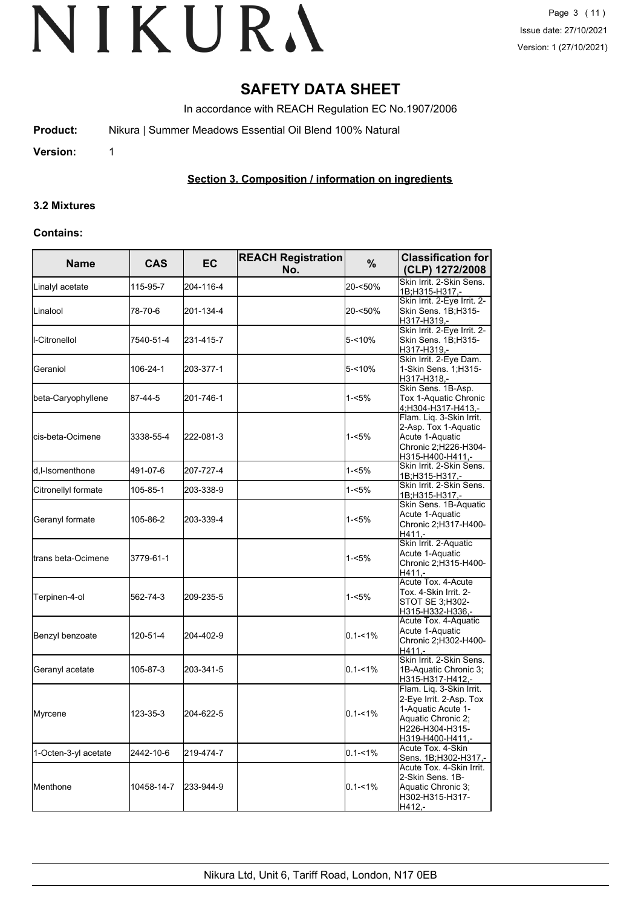# SAFETY DATA SHEET

In accordance with REACH Regulation EC No.1907/2006

**Product:** Nikura | Summer Meadows Essential Oil Blend 100% Natural

**Version:** 1

## Section 3. Composition / information on ingredients

### 3.2 Mixtures

**Contains:**

| Name | CAS | EC | REACH Registration No. | % | Classification for (CLP) 1272/2008 |
|---|---|---|---|---|---|
| Linalyl acetate | 115-95-7 | 204-116-4 | | 20-<50% | Skin Irrit. 2-Skin Sens. 1B;H315-H317,- |
| Linalool | 78-70-6 | 201-134-4 | | 20-<50% | Skin Irrit. 2-Eye Irrit. 2-Skin Sens. 1B;H315-H317-H319,- |
| l-Citronellol | 7540-51-4 | 231-415-7 | | 5-<10% | Skin Irrit. 2-Eye Irrit. 2-Skin Sens. 1B;H315-H317-H319,- |
| Geraniol | 106-24-1 | 203-377-1 | | 5-<10% | Skin Irrit. 2-Eye Dam. 1-Skin Sens. 1;H315-H317-H318,- |
| beta-Caryophyllene | 87-44-5 | 201-746-1 | | 1-<5% | Skin Sens. 1B-Asp. Tox 1-Aquatic Chronic 4;H304-H317-H413,- |
| cis-beta-Ocimene | 3338-55-4 | 222-081-3 | | 1-<5% | Flam. Liq. 3-Skin Irrit. 2-Asp. Tox 1-Aquatic Acute 1-Aquatic Chronic 2;H226-H304-H315-H400-H411,- |
| d,l-Isomenthone | 491-07-6 | 207-727-4 | | 1-<5% | Skin Irrit. 2-Skin Sens. 1B;H315-H317,- |
| Citronellyl formate | 105-85-1 | 203-338-9 | | 1-<5% | Skin Irrit. 2-Skin Sens. 1B;H315-H317,- |
| Geranyl formate | 105-86-2 | 203-339-4 | | 1-<5% | Skin Sens. 1B-Aquatic Acute 1-Aquatic Chronic 2;H317-H400-H411,- |
| trans beta-Ocimene | 3779-61-1 | | | 1-<5% | Skin Irrit. 2-Aquatic Acute 1-Aquatic Chronic 2;H315-H400-H411,- |
| Terpinen-4-ol | 562-74-3 | 209-235-5 | | 1-<5% | Acute Tox. 4-Acute Tox. 4-Skin Irrit. 2-STOT SE 3;H302-H315-H332-H336,- |
| Benzyl benzoate | 120-51-4 | 204-402-9 | | 0.1-<1% | Acute Tox. 4-Aquatic Acute 1-Aquatic Chronic 2;H302-H400-H411,- |
| Geranyl acetate | 105-87-3 | 203-341-5 | | 0.1-<1% | Skin Irrit. 2-Skin Sens. 1B-Aquatic Chronic 3;H315-H317-H412,- |
| Myrcene | 123-35-3 | 204-622-5 | | 0.1-<1% | Flam. Liq. 3-Skin Irrit. 2-Eye Irrit. 2-Asp. Tox 1-Aquatic Acute 1-Aquatic Chronic 2;H226-H304-H315-H319-H400-H411,- |
| 1-Octen-3-yl acetate | 2442-10-6 | 219-474-7 | | 0.1-<1% | Acute Tox. 4-Skin Sens. 1B;H302-H317,- |
| Menthone | 10458-14-7 | 233-944-9 | | 0.1-<1% | Acute Tox. 4-Skin Irrit. 2-Skin Sens. 1B-Aquatic Chronic 3;H302-H315-H317-H412,- |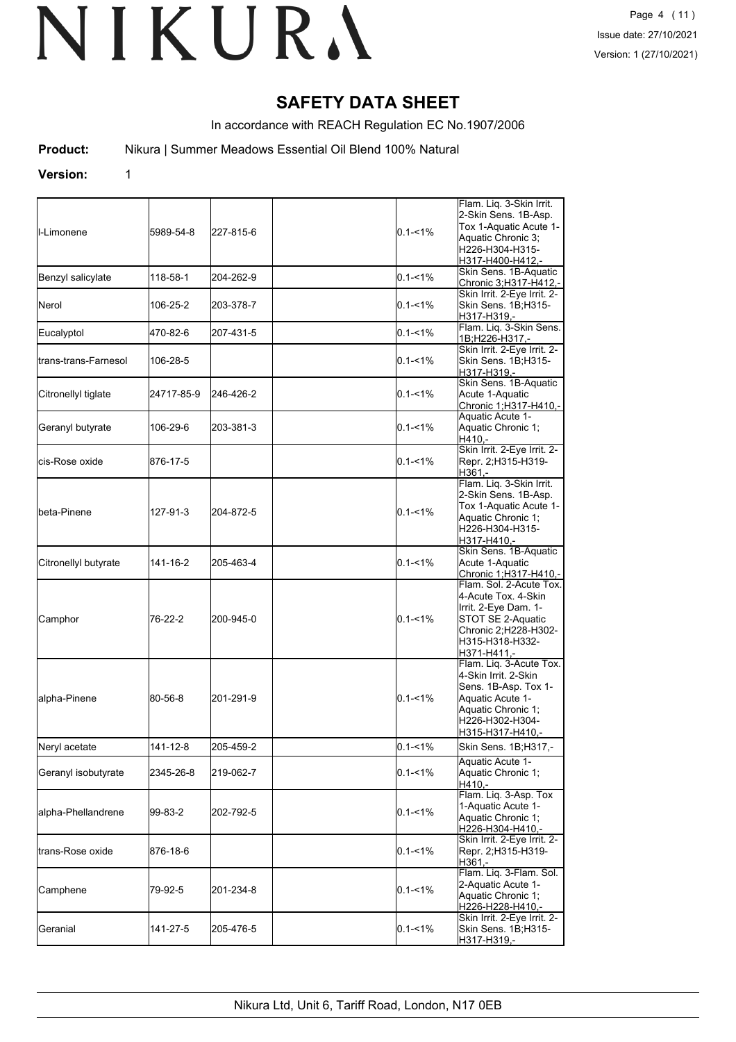# SAFETY DATA SHEET

In accordance with REACH Regulation EC No.1907/2006

**Product:** Nikura | Summer Meadows Essential Oil Blend 100% Natural

**Version:** 1

| | | | | | |
|---|---|---|---|---|---|
| l-Limonene | 5989-54-8 | 227-815-6 | | 0.1-<1% | Flam. Liq. 3-Skin Irrit. 2-Skin Sens. 1B-Asp. Tox 1-Aquatic Acute 1-Aquatic Chronic 3; H226-H304-H315-H317-H400-H412,- |
| Benzyl salicylate | 118-58-1 | 204-262-9 | | 0.1-<1% | Skin Sens. 1B-Aquatic Chronic 3;H317-H412,- |
| Nerol | 106-25-2 | 203-378-7 | | 0.1-<1% | Skin Irrit. 2-Eye Irrit. 2-Skin Sens. 1B;H315-H317-H319,- |
| Eucalyptol | 470-82-6 | 207-431-5 | | 0.1-<1% | Flam. Liq. 3-Skin Sens. 1B;H226-H317,- |
| trans-trans-Farnesol | 106-28-5 | | | 0.1-<1% | Skin Irrit. 2-Eye Irrit. 2-Skin Sens. 1B;H315-H317-H319,- |
| Citronellyl tiglate | 24717-85-9 | 246-426-2 | | 0.1-<1% | Skin Sens. 1B-Aquatic Acute 1-Aquatic Chronic 1;H317-H410,- |
| Geranyl butyrate | 106-29-6 | 203-381-3 | | 0.1-<1% | Aquatic Acute 1-Aquatic Chronic 1; H410,- |
| cis-Rose oxide | 876-17-5 | | | 0.1-<1% | Skin Irrit. 2-Eye Irrit. 2-Repr. 2;H315-H319-H361,- |
| beta-Pinene | 127-91-3 | 204-872-5 | | 0.1-<1% | Flam. Liq. 3-Skin Irrit. 2-Skin Sens. 1B-Asp. Tox 1-Aquatic Acute 1-Aquatic Chronic 1; H226-H304-H315-H317-H410,- |
| Citronellyl butyrate | 141-16-2 | 205-463-4 | | 0.1-<1% | Skin Sens. 1B-Aquatic Acute 1-Aquatic Chronic 1;H317-H410,- |
| Camphor | 76-22-2 | 200-945-0 | | 0.1-<1% | Flam. Sol. 2-Acute Tox. 4-Skin Irrit. 2-Eye Dam. 1-STOT SE 2-Aquatic Chronic 2;H228-H302-H315-H318-H332-H371-H411,- |
| alpha-Pinene | 80-56-8 | 201-291-9 | | 0.1-<1% | Flam. Liq. 3-Acute Tox. 4-Skin Irrit. 2-Skin Sens. 1B-Asp. Tox 1-Aquatic Acute 1-Aquatic Chronic 1; H226-H302-H304-H315-H317-H410,- |
| Neryl acetate | 141-12-8 | 205-459-2 | | 0.1-<1% | Skin Sens. 1B;H317,- |
| Geranyl isobutyrate | 2345-26-8 | 219-062-7 | | 0.1-<1% | Aquatic Acute 1-Aquatic Chronic 1; H410,- |
| alpha-Phellandrene | 99-83-2 | 202-792-5 | | 0.1-<1% | Flam. Liq. 3-Asp. Tox 1-Aquatic Acute 1-Aquatic Chronic 1; H226-H304-H410,- |
| trans-Rose oxide | 876-18-6 | | | 0.1-<1% | Skin Irrit. 2-Eye Irrit. 2-Repr. 2;H315-H319-H361,- |
| Camphene | 79-92-5 | 201-234-8 | | 0.1-<1% | Flam. Liq. 3-Flam. Sol. 2-Aquatic Acute 1-Aquatic Chronic 1; H226-H228-H410,- |
| Geranial | 141-27-5 | 205-476-5 | | 0.1-<1% | Skin Irrit. 2-Eye Irrit. 2-Skin Sens. 1B;H315-H317-H319,- |

Nikura Ltd, Unit 6, Tariff Road, London, N17 0EB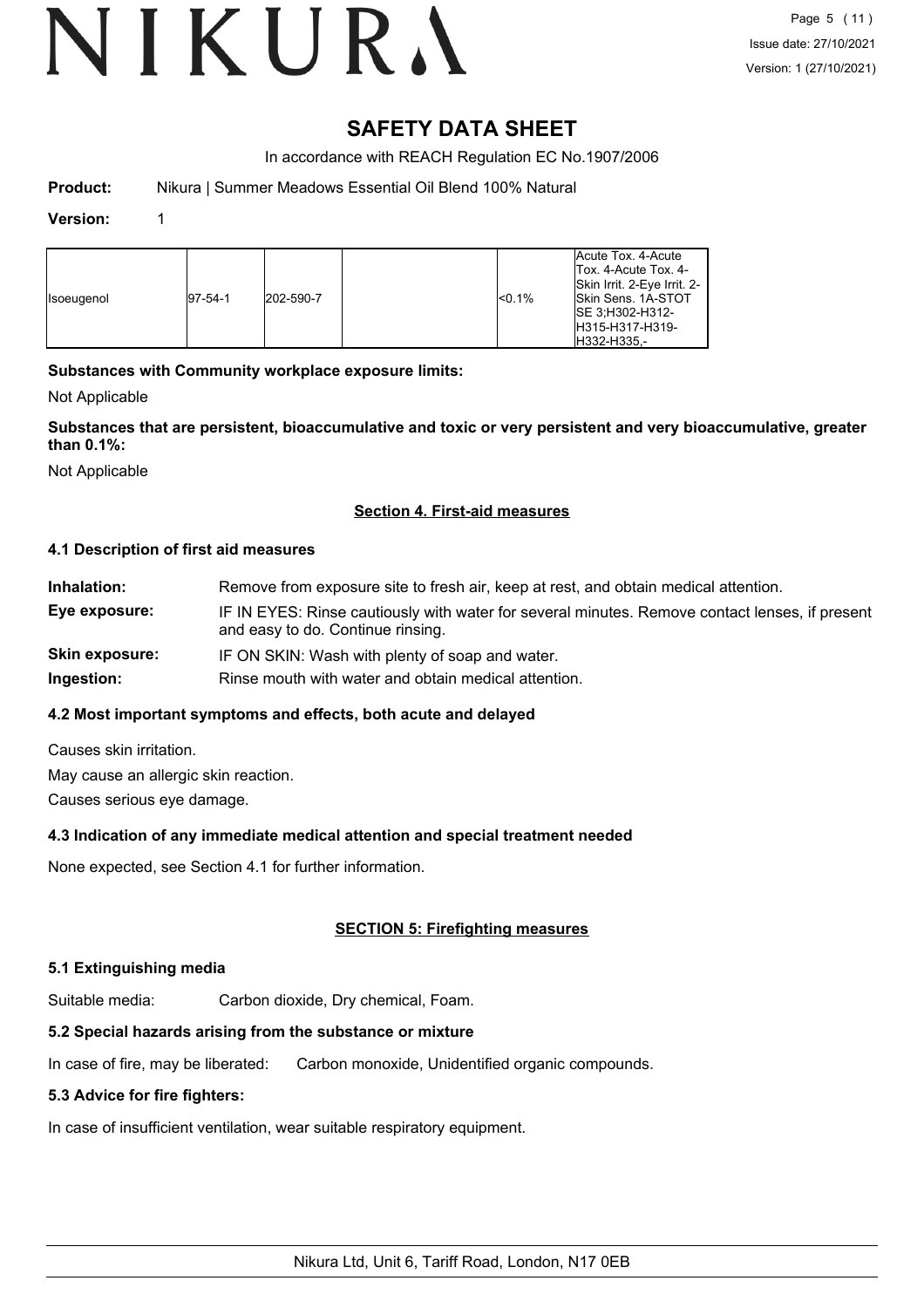# SAFETY DATA SHEET

In accordance with REACH Regulation EC No.1907/2006

**Product:** Nikura | Summer Meadows Essential Oil Blend 100% Natural

**Version:** 1

| | | | | | |
|---|---|---|---|---|---|
| Isoeugenol | 97-54-1 | 202-590-7 | | <0.1% | Acute Tox. 4-Acute Tox. 4-Acute Tox. 4-Skin Irrit. 2-Eye Irrit. 2-Skin Sens. 1A-STOT SE 3;H302-H312-H315-H317-H319-H332-H335,- |

**Substances with Community workplace exposure limits:**

Not Applicable

**Substances that are persistent, bioaccumulative and toxic or very persistent and very bioaccumulative, greater than 0.1%:**

Not Applicable

## Section 4. First-aid measures

### 4.1 Description of first aid measures

**Inhalation:** Remove from exposure site to fresh air, keep at rest, and obtain medical attention.

**Eye exposure:** IF IN EYES: Rinse cautiously with water for several minutes. Remove contact lenses, if present and easy to do. Continue rinsing.

**Skin exposure:** IF ON SKIN: Wash with plenty of soap and water.

**Ingestion:** Rinse mouth with water and obtain medical attention.

### 4.2 Most important symptoms and effects, both acute and delayed

Causes skin irritation.

May cause an allergic skin reaction.

Causes serious eye damage.

### 4.3 Indication of any immediate medical attention and special treatment needed

None expected, see Section 4.1 for further information.

## SECTION 5: Firefighting measures

### 5.1 Extinguishing media

Suitable media: Carbon dioxide, Dry chemical, Foam.

### 5.2 Special hazards arising from the substance or mixture

In case of fire, may be liberated: Carbon monoxide, Unidentified organic compounds.

### 5.3 Advice for fire fighters:

In case of insufficient ventilation, wear suitable respiratory equipment.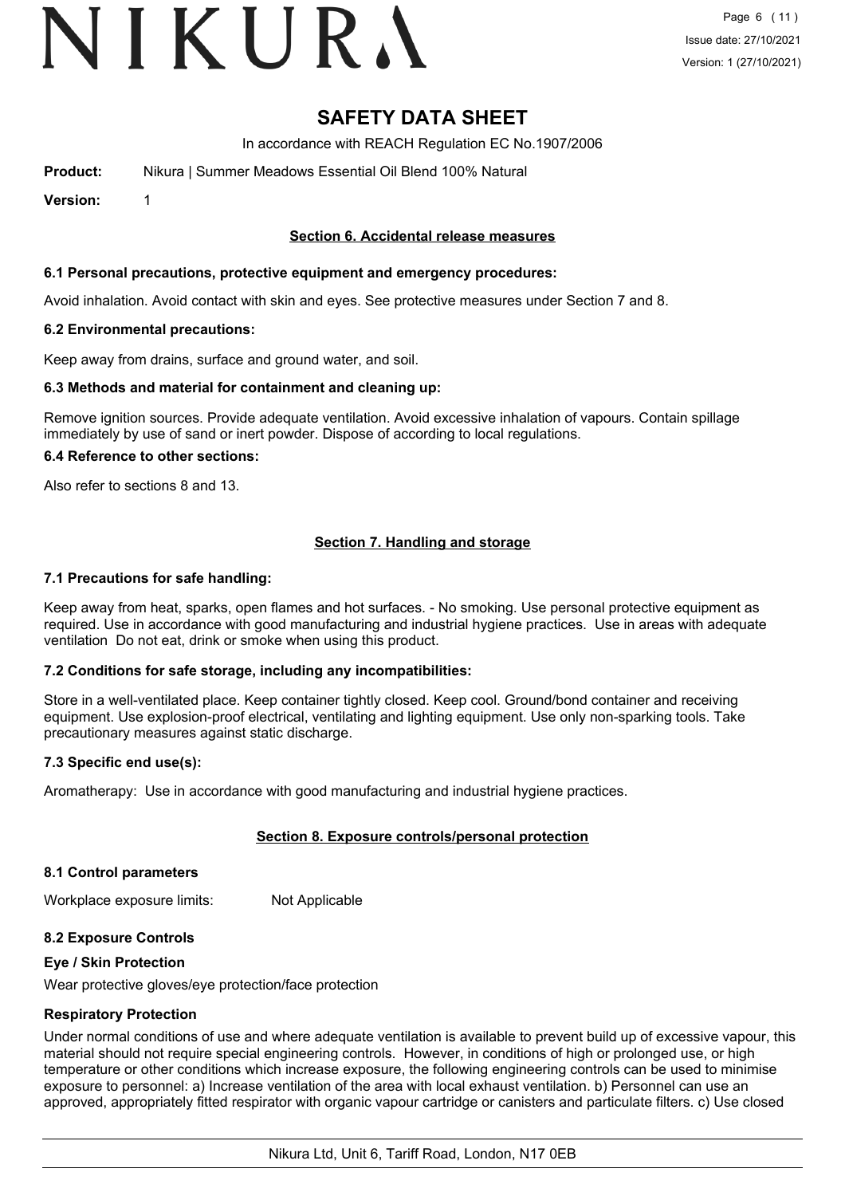# SAFETY DATA SHEET

In accordance with REACH Regulation EC No.1907/2006

**Product:** Nikura | Summer Meadows Essential Oil Blend 100% Natural

**Version:** 1

## Section 6. Accidental release measures

### 6.1 Personal precautions, protective equipment and emergency procedures:

Avoid inhalation. Avoid contact with skin and eyes. See protective measures under Section 7 and 8.

### 6.2 Environmental precautions:

Keep away from drains, surface and ground water, and soil.

### 6.3 Methods and material for containment and cleaning up:

Remove ignition sources. Provide adequate ventilation. Avoid excessive inhalation of vapours. Contain spillage immediately by use of sand or inert powder. Dispose of according to local regulations.

### 6.4 Reference to other sections:

Also refer to sections 8 and 13.

## Section 7. Handling and storage

### 7.1 Precautions for safe handling:

Keep away from heat, sparks, open flames and hot surfaces. - No smoking. Use personal protective equipment as required. Use in accordance with good manufacturing and industrial hygiene practices. Use in areas with adequate ventilation Do not eat, drink or smoke when using this product.

### 7.2 Conditions for safe storage, including any incompatibilities:

Store in a well-ventilated place. Keep container tightly closed. Keep cool. Ground/bond container and receiving equipment. Use explosion-proof electrical, ventilating and lighting equipment. Use only non-sparking tools. Take precautionary measures against static discharge.

### 7.3 Specific end use(s):

Aromatherapy: Use in accordance with good manufacturing and industrial hygiene practices.

## Section 8. Exposure controls/personal protection

### 8.1 Control parameters

Workplace exposure limits: Not Applicable

### 8.2 Exposure Controls

#### Eye / Skin Protection

Wear protective gloves/eye protection/face protection

#### Respiratory Protection

Under normal conditions of use and where adequate ventilation is available to prevent build up of excessive vapour, this material should not require special engineering controls. However, in conditions of high or prolonged use, or high temperature or other conditions which increase exposure, the following engineering controls can be used to minimise exposure to personnel: a) Increase ventilation of the area with local exhaust ventilation. b) Personnel can use an approved, appropriately fitted respirator with organic vapour cartridge or canisters and particulate filters. c) Use closed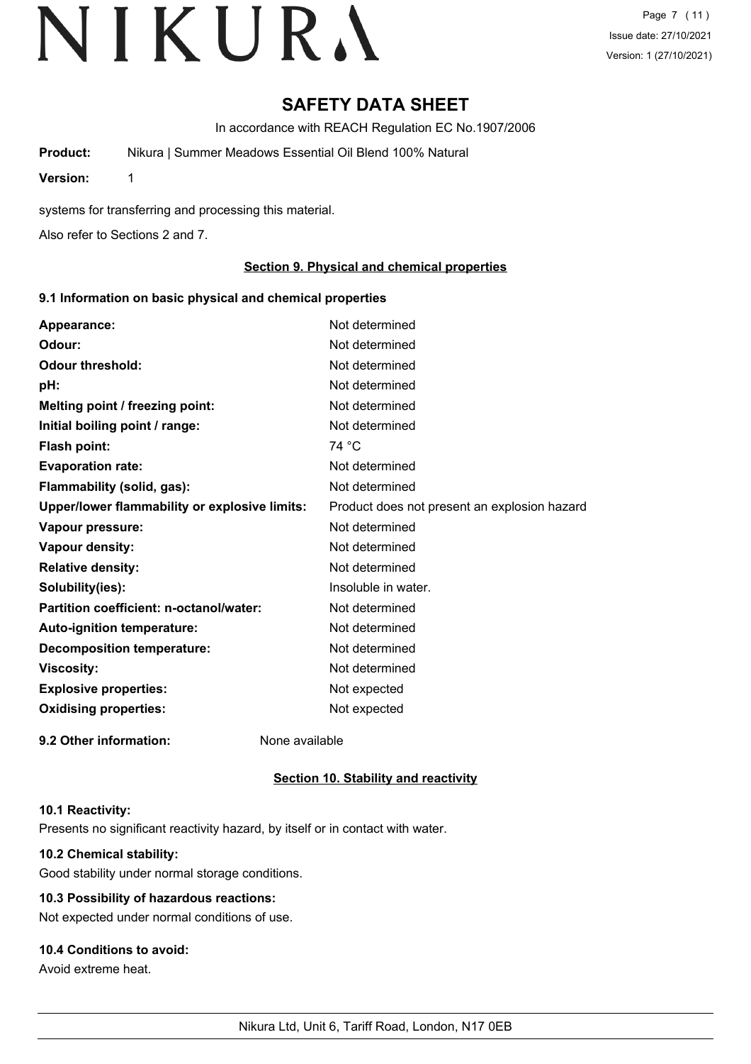# SAFETY DATA SHEET

In accordance with REACH Regulation EC No.1907/2006

**Product:** Nikura | Summer Meadows Essential Oil Blend 100% Natural

**Version:** 1

systems for transferring and processing this material.

Also refer to Sections 2 and 7.

## Section 9. Physical and chemical properties

### 9.1 Information on basic physical and chemical properties

| | |
|---|---|
| **Appearance:** | Not determined |
| **Odour:** | Not determined |
| **Odour threshold:** | Not determined |
| **pH:** | Not determined |
| **Melting point / freezing point:** | Not determined |
| **Initial boiling point / range:** | Not determined |
| **Flash point:** | 74 °C |
| **Evaporation rate:** | Not determined |
| **Flammability (solid, gas):** | Not determined |
| **Upper/lower flammability or explosive limits:** | Product does not present an explosion hazard |
| **Vapour pressure:** | Not determined |
| **Vapour density:** | Not determined |
| **Relative density:** | Not determined |
| **Solubility(ies):** | Insoluble in water. |
| **Partition coefficient: n-octanol/water:** | Not determined |
| **Auto-ignition temperature:** | Not determined |
| **Decomposition temperature:** | Not determined |
| **Viscosity:** | Not determined |
| **Explosive properties:** | Not expected |
| **Oxidising properties:** | Not expected |

**9.2 Other information:** None available

## Section 10. Stability and reactivity

### 10.1 Reactivity:

Presents no significant reactivity hazard, by itself or in contact with water.

### 10.2 Chemical stability:

Good stability under normal storage conditions.

### 10.3 Possibility of hazardous reactions:

Not expected under normal conditions of use.

### 10.4 Conditions to avoid:

Avoid extreme heat.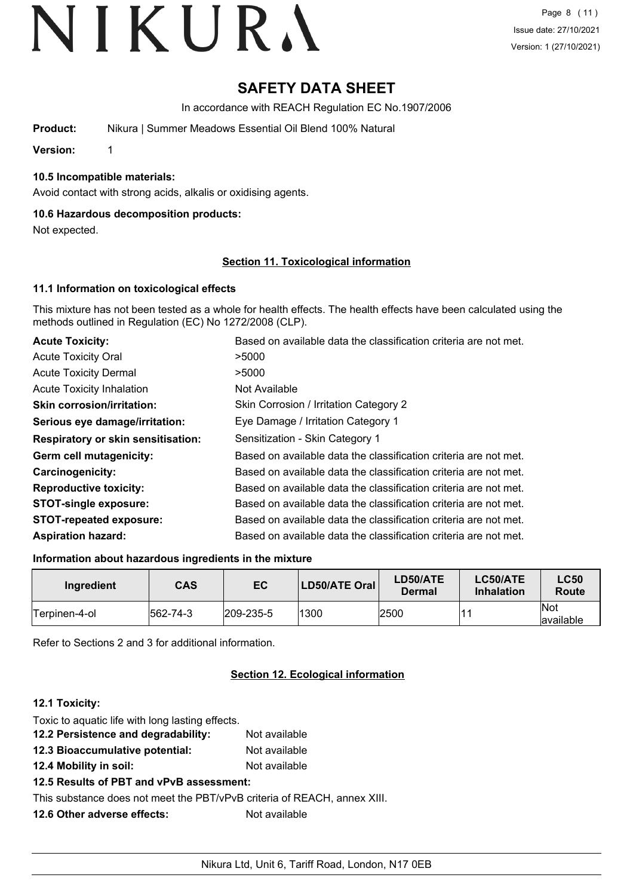# SAFETY DATA SHEET

In accordance with REACH Regulation EC No.1907/2006

**Product:** Nikura | Summer Meadows Essential Oil Blend 100% Natural

**Version:** 1

### 10.5 Incompatible materials:

Avoid contact with strong acids, alkalis or oxidising agents.

### 10.6 Hazardous decomposition products:

Not expected.

## Section 11. Toxicological information

### 11.1 Information on toxicological effects

This mixture has not been tested as a whole for health effects. The health effects have been calculated using the methods outlined in Regulation (EC) No 1272/2008 (CLP).

| | |
|---|---|
| **Acute Toxicity:** | Based on available data the classification criteria are not met. |
| Acute Toxicity Oral | >5000 |
| Acute Toxicity Dermal | >5000 |
| Acute Toxicity Inhalation | Not Available |
| **Skin corrosion/irritation:** | Skin Corrosion / Irritation Category 2 |
| **Serious eye damage/irritation:** | Eye Damage / Irritation Category 1 |
| **Respiratory or skin sensitisation:** | Sensitization - Skin Category 1 |
| **Germ cell mutagenicity:** | Based on available data the classification criteria are not met. |
| **Carcinogenicity:** | Based on available data the classification criteria are not met. |
| **Reproductive toxicity:** | Based on available data the classification criteria are not met. |
| **STOT-single exposure:** | Based on available data the classification criteria are not met. |
| **STOT-repeated exposure:** | Based on available data the classification criteria are not met. |
| **Aspiration hazard:** | Based on available data the classification criteria are not met. |

### Information about hazardous ingredients in the mixture

| Ingredient | CAS | EC | LD50/ATE Oral | LD50/ATE Dermal | LC50/ATE Inhalation | LC50 Route |
|---|---|---|---|---|---|---|
| Terpinen-4-ol | 562-74-3 | 209-235-5 | 1300 | 2500 | 11 | Not available |

Refer to Sections 2 and 3 for additional information.

## Section 12. Ecological information

### 12.1 Toxicity:

Toxic to aquatic life with long lasting effects.

**12.2 Persistence and degradability:** Not available

**12.3 Bioaccumulative potential:** Not available

**12.4 Mobility in soil:** Not available

### 12.5 Results of PBT and vPvB assessment:

This substance does not meet the PBT/vPvB criteria of REACH, annex XIII.

**12.6 Other adverse effects:** Not available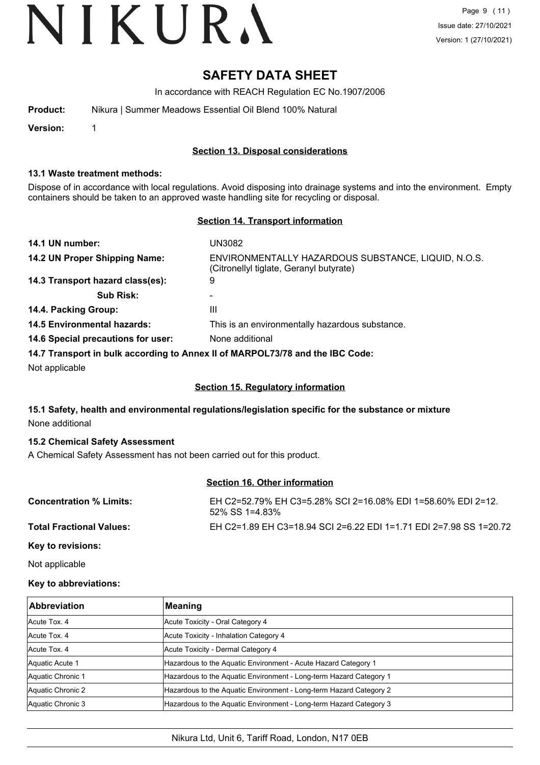# SAFETY DATA SHEET

In accordance with REACH Regulation EC No.1907/2006

**Product:** Nikura | Summer Meadows Essential Oil Blend 100% Natural

**Version:** 1

## Section 13. Disposal considerations

### 13.1 Waste treatment methods:

Dispose of in accordance with local regulations. Avoid disposing into drainage systems and into the environment. Empty containers should be taken to an approved waste handling site for recycling or disposal.

## Section 14. Transport information

**14.1 UN number:** UN3082

**14.2 UN Proper Shipping Name:** ENVIRONMENTALLY HAZARDOUS SUBSTANCE, LIQUID, N.O.S. (Citronellyl tiglate, Geranyl butyrate)

**14.3 Transport hazard class(es):** 9

**Sub Risk:** -

**14.4. Packing Group:** III

**14.5 Environmental hazards:** This is an environmentally hazardous substance.

**14.6 Special precautions for user:** None additional

**14.7 Transport in bulk according to Annex II of MARPOL73/78 and the IBC Code:**

Not applicable

## Section 15. Regulatory information

### 15.1 Safety, health and environmental regulations/legislation specific for the substance or mixture

None additional

### 15.2 Chemical Safety Assessment

A Chemical Safety Assessment has not been carried out for this product.

## Section 16. Other information

**Concentration % Limits:** EH C2=52.79% EH C3=5.28% SCI 2=16.08% EDI 1=58.60% EDI 2=12.52% SS 1=4.83%

**Total Fractional Values:** EH C2=1.89 EH C3=18.94 SCI 2=6.22 EDI 1=1.71 EDI 2=7.98 SS 1=20.72

**Key to revisions:**

Not applicable

**Key to abbreviations:**

| Abbreviation | Meaning |
|---|---|
| Acute Tox. 4 | Acute Toxicity - Oral Category 4 |
| Acute Tox. 4 | Acute Toxicity - Inhalation Category 4 |
| Acute Tox. 4 | Acute Toxicity - Dermal Category 4 |
| Aquatic Acute 1 | Hazardous to the Aquatic Environment - Acute Hazard Category 1 |
| Aquatic Chronic 1 | Hazardous to the Aquatic Environment - Long-term Hazard Category 1 |
| Aquatic Chronic 2 | Hazardous to the Aquatic Environment - Long-term Hazard Category 2 |
| Aquatic Chronic 3 | Hazardous to the Aquatic Environment - Long-term Hazard Category 3 |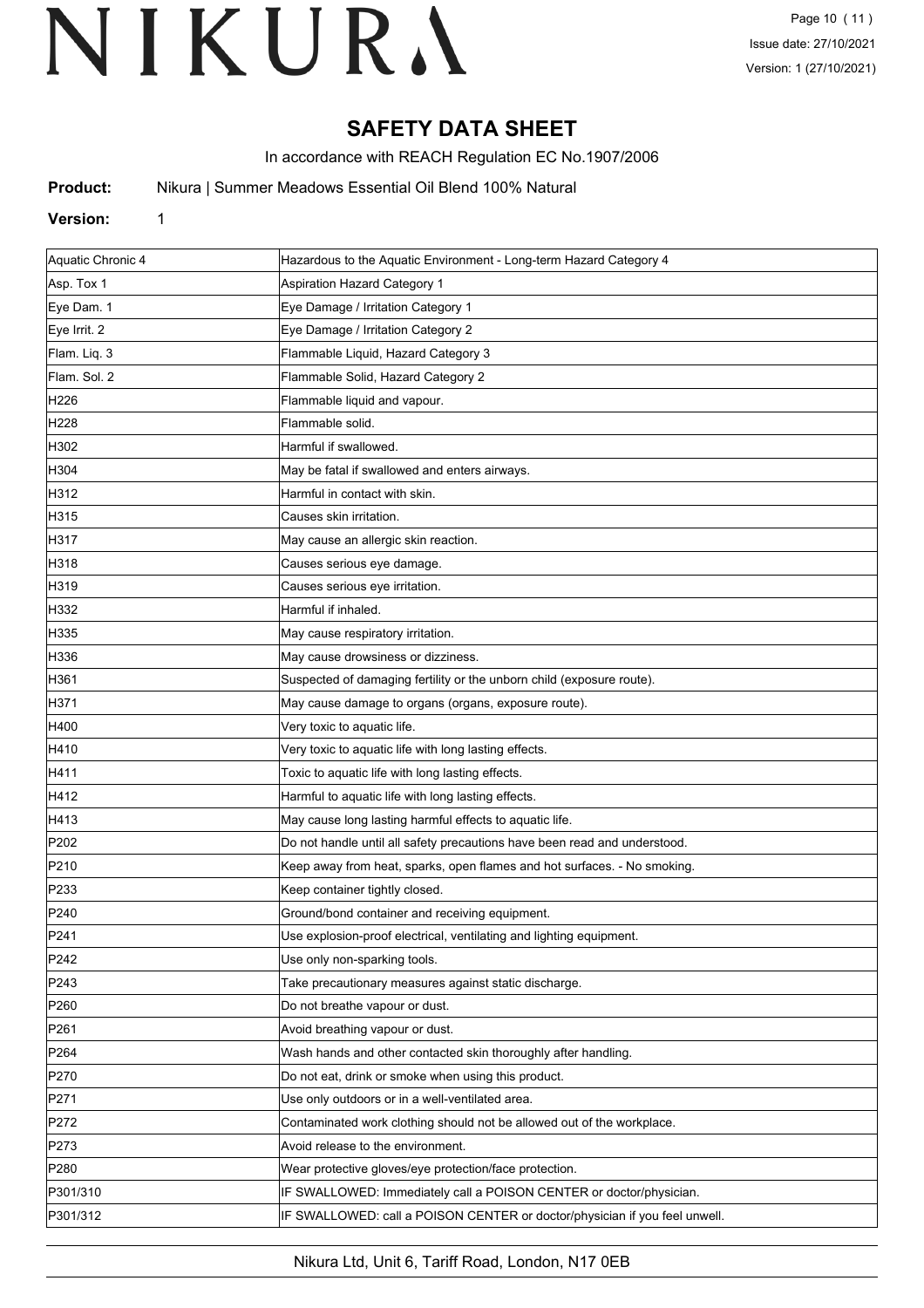# SAFETY DATA SHEET

In accordance with REACH Regulation EC No.1907/2006

**Product:** Nikura | Summer Meadows Essential Oil Blend 100% Natural

**Version:** 1

| | |
|---|---|
| Aquatic Chronic 4 | Hazardous to the Aquatic Environment - Long-term Hazard Category 4 |
| Asp. Tox 1 | Aspiration Hazard Category 1 |
| Eye Dam. 1 | Eye Damage / Irritation Category 1 |
| Eye Irrit. 2 | Eye Damage / Irritation Category 2 |
| Flam. Liq. 3 | Flammable Liquid, Hazard Category 3 |
| Flam. Sol. 2 | Flammable Solid, Hazard Category 2 |
| H226 | Flammable liquid and vapour. |
| H228 | Flammable solid. |
| H302 | Harmful if swallowed. |
| H304 | May be fatal if swallowed and enters airways. |
| H312 | Harmful in contact with skin. |
| H315 | Causes skin irritation. |
| H317 | May cause an allergic skin reaction. |
| H318 | Causes serious eye damage. |
| H319 | Causes serious eye irritation. |
| H332 | Harmful if inhaled. |
| H335 | May cause respiratory irritation. |
| H336 | May cause drowsiness or dizziness. |
| H361 | Suspected of damaging fertility or the unborn child (exposure route). |
| H371 | May cause damage to organs (organs, exposure route). |
| H400 | Very toxic to aquatic life. |
| H410 | Very toxic to aquatic life with long lasting effects. |
| H411 | Toxic to aquatic life with long lasting effects. |
| H412 | Harmful to aquatic life with long lasting effects. |
| H413 | May cause long lasting harmful effects to aquatic life. |
| P202 | Do not handle until all safety precautions have been read and understood. |
| P210 | Keep away from heat, sparks, open flames and hot surfaces. - No smoking. |
| P233 | Keep container tightly closed. |
| P240 | Ground/bond container and receiving equipment. |
| P241 | Use explosion-proof electrical, ventilating and lighting equipment. |
| P242 | Use only non-sparking tools. |
| P243 | Take precautionary measures against static discharge. |
| P260 | Do not breathe vapour or dust. |
| P261 | Avoid breathing vapour or dust. |
| P264 | Wash hands and other contacted skin thoroughly after handling. |
| P270 | Do not eat, drink or smoke when using this product. |
| P271 | Use only outdoors or in a well-ventilated area. |
| P272 | Contaminated work clothing should not be allowed out of the workplace. |
| P273 | Avoid release to the environment. |
| P280 | Wear protective gloves/eye protection/face protection. |
| P301/310 | IF SWALLOWED: Immediately call a POISON CENTER or doctor/physician. |
| P301/312 | IF SWALLOWED: call a POISON CENTER or doctor/physician if you feel unwell. |

Nikura Ltd, Unit 6, Tariff Road, London, N17 0EB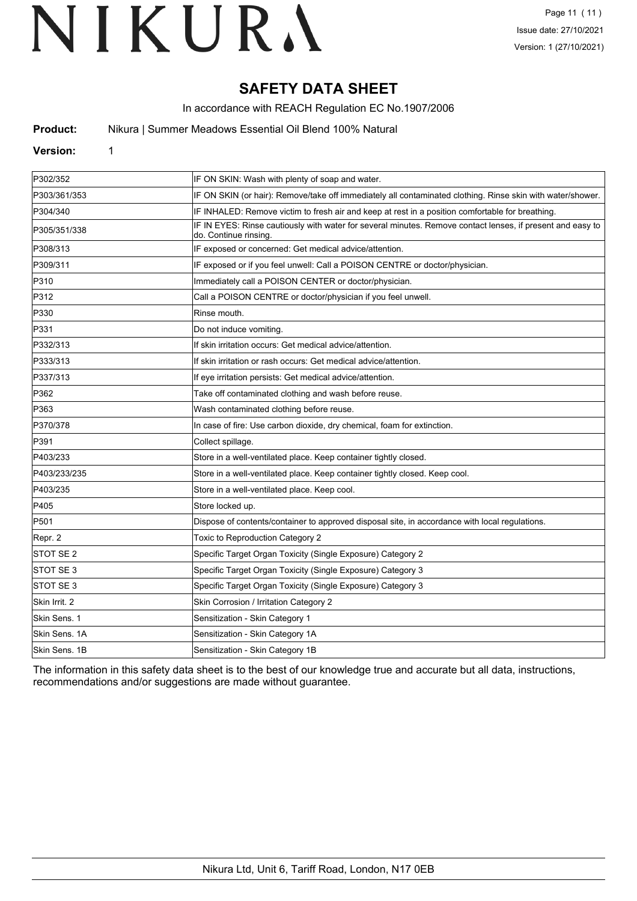# SAFETY DATA SHEET

In accordance with REACH Regulation EC No.1907/2006

**Product:** Nikura | Summer Meadows Essential Oil Blend 100% Natural

**Version:** 1

| | |
|---|---|
| P302/352 | IF ON SKIN: Wash with plenty of soap and water. |
| P303/361/353 | IF ON SKIN (or hair): Remove/take off immediately all contaminated clothing. Rinse skin with water/shower. |
| P304/340 | IF INHALED: Remove victim to fresh air and keep at rest in a position comfortable for breathing. |
| P305/351/338 | IF IN EYES: Rinse cautiously with water for several minutes. Remove contact lenses, if present and easy to do. Continue rinsing. |
| P308/313 | IF exposed or concerned: Get medical advice/attention. |
| P309/311 | IF exposed or if you feel unwell: Call a POISON CENTRE or doctor/physician. |
| P310 | Immediately call a POISON CENTER or doctor/physician. |
| P312 | Call a POISON CENTRE or doctor/physician if you feel unwell. |
| P330 | Rinse mouth. |
| P331 | Do not induce vomiting. |
| P332/313 | If skin irritation occurs: Get medical advice/attention. |
| P333/313 | If skin irritation or rash occurs: Get medical advice/attention. |
| P337/313 | If eye irritation persists: Get medical advice/attention. |
| P362 | Take off contaminated clothing and wash before reuse. |
| P363 | Wash contaminated clothing before reuse. |
| P370/378 | In case of fire: Use carbon dioxide, dry chemical, foam for extinction. |
| P391 | Collect spillage. |
| P403/233 | Store in a well-ventilated place. Keep container tightly closed. |
| P403/233/235 | Store in a well-ventilated place. Keep container tightly closed. Keep cool. |
| P403/235 | Store in a well-ventilated place. Keep cool. |
| P405 | Store locked up. |
| P501 | Dispose of contents/container to approved disposal site, in accordance with local regulations. |
| Repr. 2 | Toxic to Reproduction Category 2 |
| STOT SE 2 | Specific Target Organ Toxicity (Single Exposure) Category 2 |
| STOT SE 3 | Specific Target Organ Toxicity (Single Exposure) Category 3 |
| STOT SE 3 | Specific Target Organ Toxicity (Single Exposure) Category 3 |
| Skin Irrit. 2 | Skin Corrosion / Irritation Category 2 |
| Skin Sens. 1 | Sensitization - Skin Category 1 |
| Skin Sens. 1A | Sensitization - Skin Category 1A |
| Skin Sens. 1B | Sensitization - Skin Category 1B |

The information in this safety data sheet is to the best of our knowledge true and accurate but all data, instructions, recommendations and/or suggestions are made without guarantee.